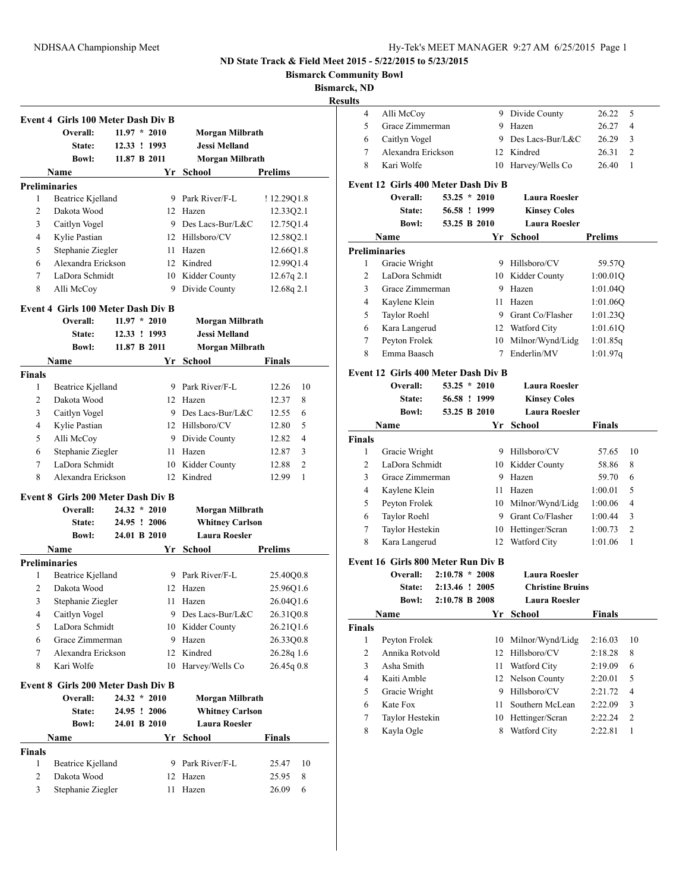**ND State Track & Field Meet 2015 - 5/22/2015 to 5/23/2015**

**Bismarck Community Bowl**

**Bismarck, ND**

**Results**

### Event 4 Girls 100 Meter Dash Div B

| | Record | | Holder |
|---|---|---|---|
| Overall: | 11.97 * 2010 | | Morgan Milbrath |
| State: | 12.33 ! 1993 | | Jessi Melland |
| Bowl: | 11.87 B 2011 | | Morgan Milbrath |

**Preliminaries**

| | Name | Yr | School | Prelims |
|---|---|---|---|---|
| 1 | Beatrice Kjelland | 9 | Park River/F-L | ! 12.29Q1.8 |
| 2 | Dakota Wood | 12 | Hazen | 12.33Q2.1 |
| 3 | Caitlyn Vogel | 9 | Des Lacs-Bur/L&C | 12.75Q1.4 |
| 4 | Kylie Pastian | 12 | Hillsboro/CV | 12.58Q2.1 |
| 5 | Stephanie Ziegler | 11 | Hazen | 12.66Q1.8 |
| 6 | Alexandra Erickson | 12 | Kindred | 12.99Q1.4 |
| 7 | LaDora Schmidt | 10 | Kidder County | 12.67q 2.1 |
| 8 | Alli McCoy | 9 | Divide County | 12.68q 2.1 |

### Event 4 Girls 100 Meter Dash Div B

| | Record | | Holder |
|---|---|---|---|
| Overall: | 11.97 * 2010 | | Morgan Milbrath |
| State: | 12.33 ! 1993 | | Jessi Melland |
| Bowl: | 11.87 B 2011 | | Morgan Milbrath |

**Finals**

| | Name | Yr | School | Finals | |
|---|---|---|---|---|---|
| 1 | Beatrice Kjelland | 9 | Park River/F-L | 12.26 | 10 |
| 2 | Dakota Wood | 12 | Hazen | 12.37 | 8 |
| 3 | Caitlyn Vogel | 9 | Des Lacs-Bur/L&C | 12.55 | 6 |
| 4 | Kylie Pastian | 12 | Hillsboro/CV | 12.80 | 5 |
| 5 | Alli McCoy | 9 | Divide County | 12.82 | 4 |
| 6 | Stephanie Ziegler | 11 | Hazen | 12.87 | 3 |
| 7 | LaDora Schmidt | 10 | Kidder County | 12.88 | 2 |
| 8 | Alexandra Erickson | 12 | Kindred | 12.99 | 1 |

### Event 8 Girls 200 Meter Dash Div B

| | Record | | Holder |
|---|---|---|---|
| Overall: | 24.32 * 2010 | | Morgan Milbrath |
| State: | 24.95 ! 2006 | | Whitney Carlson |
| Bowl: | 24.01 B 2010 | | Laura Roesler |

**Preliminaries**

| | Name | Yr | School | Prelims |
|---|---|---|---|---|
| 1 | Beatrice Kjelland | 9 | Park River/F-L | 25.40Q0.8 |
| 2 | Dakota Wood | 12 | Hazen | 25.96Q1.6 |
| 3 | Stephanie Ziegler | 11 | Hazen | 26.04Q1.6 |
| 4 | Caitlyn Vogel | 9 | Des Lacs-Bur/L&C | 26.31Q0.8 |
| 5 | LaDora Schmidt | 10 | Kidder County | 26.21Q1.6 |
| 6 | Grace Zimmerman | 9 | Hazen | 26.33Q0.8 |
| 7 | Alexandra Erickson | 12 | Kindred | 26.28q 1.6 |
| 8 | Kari Wolfe | 10 | Harvey/Wells Co | 26.45q 0.8 |

### Event 8 Girls 200 Meter Dash Div B

| | Record | | Holder |
|---|---|---|---|
| Overall: | 24.32 * 2010 | | Morgan Milbrath |
| State: | 24.95 ! 2006 | | Whitney Carlson |
| Bowl: | 24.01 B 2010 | | Laura Roesler |

**Finals**

| | Name | Yr | School | Finals | |
|---|---|---|---|---|---|
| 1 | Beatrice Kjelland | 9 | Park River/F-L | 25.47 | 10 |
| 2 | Dakota Wood | 12 | Hazen | 25.95 | 8 |
| 3 | Stephanie Ziegler | 11 | Hazen | 26.09 | 6 |
| 4 | Alli McCoy | 9 | Divide County | 26.22 | 5 |
| 5 | Grace Zimmerman | 9 | Hazen | 26.27 | 4 |
| 6 | Caitlyn Vogel | 9 | Des Lacs-Bur/L&C | 26.29 | 3 |
| 7 | Alexandra Erickson | 12 | Kindred | 26.31 | 2 |
| 8 | Kari Wolfe | 10 | Harvey/Wells Co | 26.40 | 1 |

### Event 12 Girls 400 Meter Dash Div B

| | Record | | Holder |
|---|---|---|---|
| Overall: | 53.25 * 2010 | | Laura Roesler |
| State: | 56.58 ! 1999 | | Kinsey Coles |
| Bowl: | 53.25 B 2010 | | Laura Roesler |

**Preliminaries**

| | Name | Yr | School | Prelims |
|---|---|---|---|---|
| 1 | Gracie Wright | 9 | Hillsboro/CV | 59.57Q |
| 2 | LaDora Schmidt | 10 | Kidder County | 1:00.01Q |
| 3 | Grace Zimmerman | 9 | Hazen | 1:01.04Q |
| 4 | Kaylene Klein | 11 | Hazen | 1:01.06Q |
| 5 | Taylor Roehl | 9 | Grant Co/Flasher | 1:01.23Q |
| 6 | Kara Langerud | 12 | Watford City | 1:01.61Q |
| 7 | Peyton Frolek | 10 | Milnor/Wynd/Lidg | 1:01.85q |
| 8 | Emma Baasch | 7 | Enderlin/MV | 1:01.97q |

### Event 12 Girls 400 Meter Dash Div B

| | Record | | Holder |
|---|---|---|---|
| Overall: | 53.25 * 2010 | | Laura Roesler |
| State: | 56.58 ! 1999 | | Kinsey Coles |
| Bowl: | 53.25 B 2010 | | Laura Roesler |

**Finals**

| | Name | Yr | School | Finals | |
|---|---|---|---|---|---|
| 1 | Gracie Wright | 9 | Hillsboro/CV | 57.65 | 10 |
| 2 | LaDora Schmidt | 10 | Kidder County | 58.86 | 8 |
| 3 | Grace Zimmerman | 9 | Hazen | 59.70 | 6 |
| 4 | Kaylene Klein | 11 | Hazen | 1:00.01 | 5 |
| 5 | Peyton Frolek | 10 | Milnor/Wynd/Lidg | 1:00.06 | 4 |
| 6 | Taylor Roehl | 9 | Grant Co/Flasher | 1:00.44 | 3 |
| 7 | Taylor Hestekin | 10 | Hettinger/Scran | 1:00.73 | 2 |
| 8 | Kara Langerud | 12 | Watford City | 1:01.06 | 1 |

### Event 16 Girls 800 Meter Run Div B

| | Record | | Holder |
|---|---|---|---|
| Overall: | 2:10.78 * 2008 | | Laura Roesler |
| State: | 2:13.46 ! 2005 | | Christine Bruins |
| Bowl: | 2:10.78 B 2008 | | Laura Roesler |

**Finals**

| | Name | Yr | School | Finals | |
|---|---|---|---|---|---|
| 1 | Peyton Frolek | 10 | Milnor/Wynd/Lidg | 2:16.03 | 10 |
| 2 | Annika Rotvold | 12 | Hillsboro/CV | 2:18.28 | 8 |
| 3 | Asha Smith | 11 | Watford City | 2:19.09 | 6 |
| 4 | Kaiti Amble | 12 | Nelson County | 2:20.01 | 5 |
| 5 | Gracie Wright | 9 | Hillsboro/CV | 2:21.72 | 4 |
| 6 | Kate Fox | 11 | Southern McLean | 2:22.09 | 3 |
| 7 | Taylor Hestekin | 10 | Hettinger/Scran | 2:22.24 | 2 |
| 8 | Kayla Ogle | 8 | Watford City | 2:22.81 | 1 |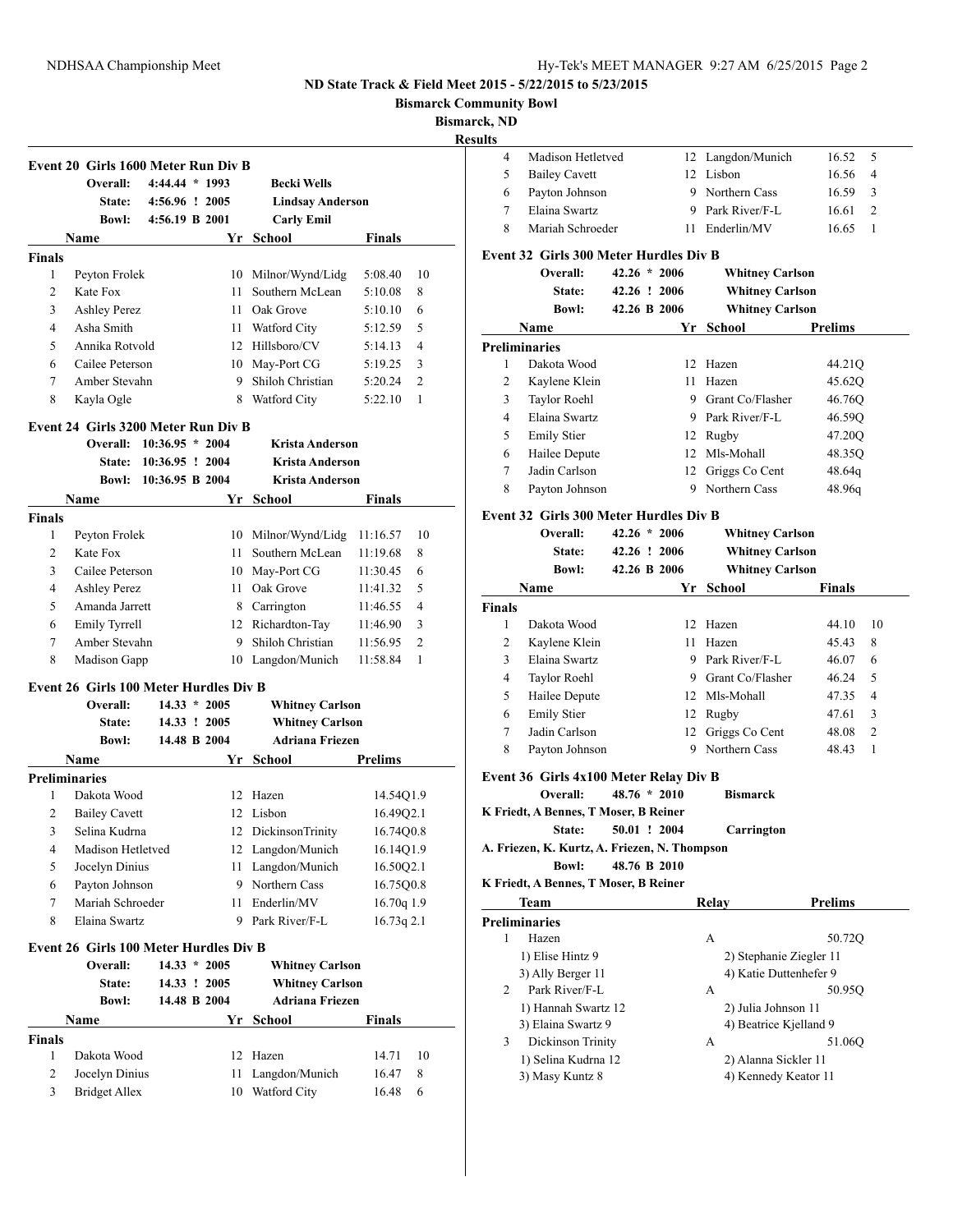**ND State Track & Field Meet 2015 - 5/22/2015 to 5/23/2015**

**Bismarck Community Bowl**

**Bismarck, ND**

**Results**

## Event 20 Girls 1600 Meter Run Div B

| | | | |
|---|---|---|---|
| Overall: | 4:44.44 * 1993 | Becki Wells | |
| State: | 4:56.96 ! 2005 | Lindsay Anderson | |
| Bowl: | 4:56.19 B 2001 | Carly Emil | |

| | Name | Yr | School | Finals | |
|---|---|---|---|---|---|
| **Finals** | | | | | |
| 1 | Peyton Frolek | 10 | Milnor/Wynd/Lidg | 5:08.40 | 10 |
| 2 | Kate Fox | 11 | Southern McLean | 5:10.08 | 8 |
| 3 | Ashley Perez | 11 | Oak Grove | 5:10.10 | 6 |
| 4 | Asha Smith | 11 | Watford City | 5:12.59 | 5 |
| 5 | Annika Rotvold | 12 | Hillsboro/CV | 5:14.13 | 4 |
| 6 | Cailee Peterson | 10 | May-Port CG | 5:19.25 | 3 |
| 7 | Amber Stevahn | 9 | Shiloh Christian | 5:20.24 | 2 |
| 8 | Kayla Ogle | 8 | Watford City | 5:22.10 | 1 |

## Event 24 Girls 3200 Meter Run Div B

| | | | |
|---|---|---|---|
| Overall: | 10:36.95 * 2004 | Krista Anderson | |
| State: | 10:36.95 ! 2004 | Krista Anderson | |
| Bowl: | 10:36.95 B 2004 | Krista Anderson | |

| | Name | Yr | School | Finals | |
|---|---|---|---|---|---|
| **Finals** | | | | | |
| 1 | Peyton Frolek | 10 | Milnor/Wynd/Lidg | 11:16.57 | 10 |
| 2 | Kate Fox | 11 | Southern McLean | 11:19.68 | 8 |
| 3 | Cailee Peterson | 10 | May-Port CG | 11:30.45 | 6 |
| 4 | Ashley Perez | 11 | Oak Grove | 11:41.32 | 5 |
| 5 | Amanda Jarrett | 8 | Carrington | 11:46.55 | 4 |
| 6 | Emily Tyrrell | 12 | Richardton-Tay | 11:46.90 | 3 |
| 7 | Amber Stevahn | 9 | Shiloh Christian | 11:56.95 | 2 |
| 8 | Madison Gapp | 10 | Langdon/Munich | 11:58.84 | 1 |

## Event 26 Girls 100 Meter Hurdles Div B

| | | | |
|---|---|---|---|
| Overall: | 14.33 * 2005 | Whitney Carlson | |
| State: | 14.33 ! 2005 | Whitney Carlson | |
| Bowl: | 14.48 B 2004 | Adriana Friezen | |

| | Name | Yr | School | Prelims |
|---|---|---|---|---|
| **Preliminaries** | | | | |
| 1 | Dakota Wood | 12 | Hazen | 14.54Q1.9 |
| 2 | Bailey Cavett | 12 | Lisbon | 16.49Q2.1 |
| 3 | Selina Kudrna | 12 | DickinsonTrinity | 16.74Q0.8 |
| 4 | Madison Hetletved | 12 | Langdon/Munich | 16.14Q1.9 |
| 5 | Jocelyn Dinius | 11 | Langdon/Munich | 16.50Q2.1 |
| 6 | Payton Johnson | 9 | Northern Cass | 16.75Q0.8 |
| 7 | Mariah Schroeder | 11 | Enderlin/MV | 16.70q 1.9 |
| 8 | Elaina Swartz | 9 | Park River/F-L | 16.73q 2.1 |

## Event 26 Girls 100 Meter Hurdles Div B

| | | | |
|---|---|---|---|
| Overall: | 14.33 * 2005 | Whitney Carlson | |
| State: | 14.33 ! 2005 | Whitney Carlson | |
| Bowl: | 14.48 B 2004 | Adriana Friezen | |

| | Name | Yr | School | Finals | |
|---|---|---|---|---|---|
| **Finals** | | | | | |
| 1 | Dakota Wood | 12 | Hazen | 14.71 | 10 |
| 2 | Jocelyn Dinius | 11 | Langdon/Munich | 16.47 | 8 |
| 3 | Bridget Allex | 10 | Watford City | 16.48 | 6 |
| 4 | Madison Hetletved | 12 | Langdon/Munich | 16.52 | 5 |
| 5 | Bailey Cavett | 12 | Lisbon | 16.56 | 4 |
| 6 | Payton Johnson | 9 | Northern Cass | 16.59 | 3 |
| 7 | Elaina Swartz | 9 | Park River/F-L | 16.61 | 2 |
| 8 | Mariah Schroeder | 11 | Enderlin/MV | 16.65 | 1 |

## Event 32 Girls 300 Meter Hurdles Div B

| | | | |
|---|---|---|---|
| Overall: | 42.26 * 2006 | Whitney Carlson | |
| State: | 42.26 ! 2006 | Whitney Carlson | |
| Bowl: | 42.26 B 2006 | Whitney Carlson | |

| | Name | Yr | School | Prelims |
|---|---|---|---|---|
| **Preliminaries** | | | | |
| 1 | Dakota Wood | 12 | Hazen | 44.21Q |
| 2 | Kaylene Klein | 11 | Hazen | 45.62Q |
| 3 | Taylor Roehl | 9 | Grant Co/Flasher | 46.76Q |
| 4 | Elaina Swartz | 9 | Park River/F-L | 46.59Q |
| 5 | Emily Stier | 12 | Rugby | 47.20Q |
| 6 | Hailee Depute | 12 | Mls-Mohall | 48.35Q |
| 7 | Jadin Carlson | 12 | Griggs Co Cent | 48.64q |
| 8 | Payton Johnson | 9 | Northern Cass | 48.96q |

## Event 32 Girls 300 Meter Hurdles Div B

| | | | |
|---|---|---|---|
| Overall: | 42.26 * 2006 | Whitney Carlson | |
| State: | 42.26 ! 2006 | Whitney Carlson | |
| Bowl: | 42.26 B 2006 | Whitney Carlson | |

| | Name | Yr | School | Finals | |
|---|---|---|---|---|---|
| **Finals** | | | | | |
| 1 | Dakota Wood | 12 | Hazen | 44.10 | 10 |
| 2 | Kaylene Klein | 11 | Hazen | 45.43 | 8 |
| 3 | Elaina Swartz | 9 | Park River/F-L | 46.07 | 6 |
| 4 | Taylor Roehl | 9 | Grant Co/Flasher | 46.24 | 5 |
| 5 | Hailee Depute | 12 | Mls-Mohall | 47.35 | 4 |
| 6 | Emily Stier | 12 | Rugby | 47.61 | 3 |
| 7 | Jadin Carlson | 12 | Griggs Co Cent | 48.08 | 2 |
| 8 | Payton Johnson | 9 | Northern Cass | 48.43 | 1 |

## Event 36 Girls 4x100 Meter Relay Div B

Overall: 48.76 * 2010 Bismarck
K Friedt, A Bennes, T Moser, B Reiner

State: 50.01 ! 2004 Carrington
A. Friezen, K. Kurtz, A. Friezen, N. Thompson

Bowl: 48.76 B 2010
K Friedt, A Bennes, T Moser, B Reiner

| | Team | Relay | Prelims |
|---|---|---|---|
| **Preliminaries** | | | |
| 1 | Hazen | A | 50.72Q |
| | 1) Elise Hintz 9 | 2) Stephanie Ziegler 11 | |
| | 3) Ally Berger 11 | 4) Katie Duttenhefer 9 | |
| 2 | Park River/F-L | A | 50.95Q |
| | 1) Hannah Swartz 12 | 2) Julia Johnson 11 | |
| | 3) Elaina Swartz 9 | 4) Beatrice Kjelland 9 | |
| 3 | Dickinson Trinity | A | 51.06Q |
| | 1) Selina Kudrna 12 | 2) Alanna Sickler 11 | |
| | 3) Masy Kuntz 8 | 4) Kennedy Keator 11 | |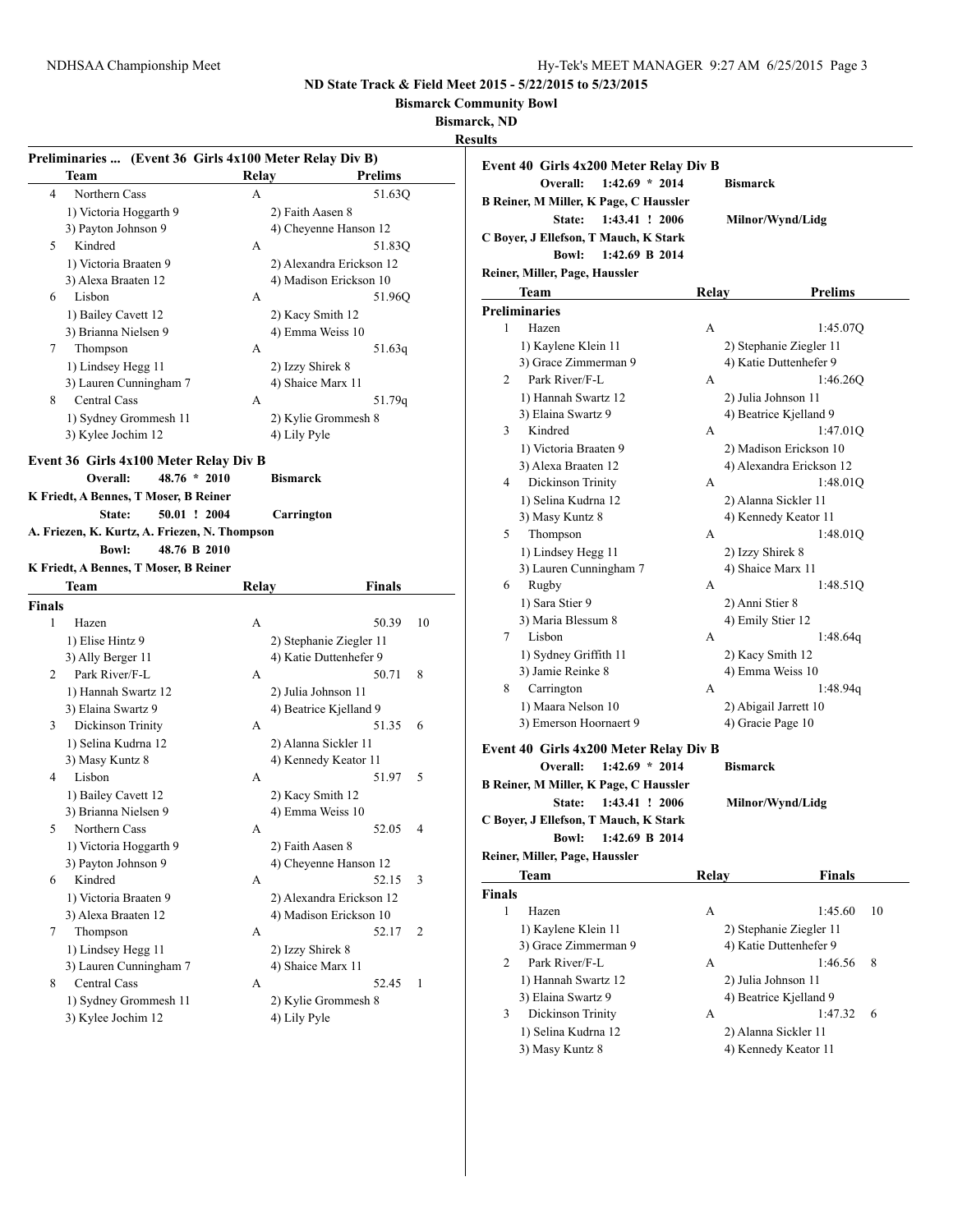## ND State Track & Field Meet 2015 - 5/22/2015 to 5/23/2015

**Bismarck Community Bowl**

**Bismarck, ND**

**Results**

### Preliminaries ... (Event 36 Girls 4x100 Meter Relay Div B)

| | Team | Relay | Prelims |
|---|---|---|---|
| 4 | Northern Cass | A | 51.63Q |
| | 1) Victoria Hoggarth 9 | 2) Faith Aasen 8 | |
| | 3) Payton Johnson 9 | 4) Cheyenne Hanson 12 | |
| 5 | Kindred | A | 51.83Q |
| | 1) Victoria Braaten 9 | 2) Alexandra Erickson 12 | |
| | 3) Alexa Braaten 12 | 4) Madison Erickson 10 | |
| 6 | Lisbon | A | 51.96Q |
| | 1) Bailey Cavett 12 | 2) Kacy Smith 12 | |
| | 3) Brianna Nielsen 9 | 4) Emma Weiss 10 | |
| 7 | Thompson | A | 51.63q |
| | 1) Lindsey Hegg 11 | 2) Izzy Shirek 8 | |
| | 3) Lauren Cunningham 7 | 4) Shaice Marx 11 | |
| 8 | Central Cass | A | 51.79q |
| | 1) Sydney Grommesh 11 | 2) Kylie Grommesh 8 | |
| | 3) Kylee Jochim 12 | 4) Lily Pyle | |

### Event 36 Girls 4x100 Meter Relay Div B

**Overall:** 48.76 * 2010 **Bismarck**
**K Friedt, A Bennes, T Moser, B Reiner**
**State:** 50.01 ! 2004 **Carrington**
**A. Friezen, K. Kurtz, A. Friezen, N. Thompson**
**Bowl:** 48.76 B 2010
**K Friedt, A Bennes, T Moser, B Reiner**

**Finals**

| | Team | Relay | Finals | Points |
|---|---|---|---|---|
| 1 | Hazen | A | 50.39 | 10 |
| | 1) Elise Hintz 9 | 2) Stephanie Ziegler 11 | | |
| | 3) Ally Berger 11 | 4) Katie Duttenhefer 9 | | |
| 2 | Park River/F-L | A | 50.71 | 8 |
| | 1) Hannah Swartz 12 | 2) Julia Johnson 11 | | |
| | 3) Elaina Swartz 9 | 4) Beatrice Kjelland 9 | | |
| 3 | Dickinson Trinity | A | 51.35 | 6 |
| | 1) Selina Kudrna 12 | 2) Alanna Sickler 11 | | |
| | 3) Masy Kuntz 8 | 4) Kennedy Keator 11 | | |
| 4 | Lisbon | A | 51.97 | 5 |
| | 1) Bailey Cavett 12 | 2) Kacy Smith 12 | | |
| | 3) Brianna Nielsen 9 | 4) Emma Weiss 10 | | |
| 5 | Northern Cass | A | 52.05 | 4 |
| | 1) Victoria Hoggarth 9 | 2) Faith Aasen 8 | | |
| | 3) Payton Johnson 9 | 4) Cheyenne Hanson 12 | | |
| 6 | Kindred | A | 52.15 | 3 |
| | 1) Victoria Braaten 9 | 2) Alexandra Erickson 12 | | |
| | 3) Alexa Braaten 12 | 4) Madison Erickson 10 | | |
| 7 | Thompson | A | 52.17 | 2 |
| | 1) Lindsey Hegg 11 | 2) Izzy Shirek 8 | | |
| | 3) Lauren Cunningham 7 | 4) Shaice Marx 11 | | |
| 8 | Central Cass | A | 52.45 | 1 |
| | 1) Sydney Grommesh 11 | 2) Kylie Grommesh 8 | | |
| | 3) Kylee Jochim 12 | 4) Lily Pyle | | |

### Event 40 Girls 4x200 Meter Relay Div B

**Overall:** 1:42.69 * 2014 **Bismarck**
**B Reiner, M Miller, K Page, C Haussler**
**State:** 1:43.41 ! 2006 **Milnor/Wynd/Lidg**
**C Boyer, J Ellefson, T Mauch, K Stark**
**Bowl:** 1:42.69 B 2014
**Reiner, Miller, Page, Haussler**

**Preliminaries**

| | Team | Relay | Prelims |
|---|---|---|---|
| 1 | Hazen | A | 1:45.07Q |
| | 1) Kaylene Klein 11 | 2) Stephanie Ziegler 11 | |
| | 3) Grace Zimmerman 9 | 4) Katie Duttenhefer 9 | |
| 2 | Park River/F-L | A | 1:46.26Q |
| | 1) Hannah Swartz 12 | 2) Julia Johnson 11 | |
| | 3) Elaina Swartz 9 | 4) Beatrice Kjelland 9 | |
| 3 | Kindred | A | 1:47.01Q |
| | 1) Victoria Braaten 9 | 2) Madison Erickson 10 | |
| | 3) Alexa Braaten 12 | 4) Alexandra Erickson 12 | |
| 4 | Dickinson Trinity | A | 1:48.01Q |
| | 1) Selina Kudrna 12 | 2) Alanna Sickler 11 | |
| | 3) Masy Kuntz 8 | 4) Kennedy Keator 11 | |
| 5 | Thompson | A | 1:48.01Q |
| | 1) Lindsey Hegg 11 | 2) Izzy Shirek 8 | |
| | 3) Lauren Cunningham 7 | 4) Shaice Marx 11 | |
| 6 | Rugby | A | 1:48.51Q |
| | 1) Sara Stier 9 | 2) Anni Stier 8 | |
| | 3) Maria Blessum 8 | 4) Emily Stier 12 | |
| 7 | Lisbon | A | 1:48.64q |
| | 1) Sydney Griffith 11 | 2) Kacy Smith 12 | |
| | 3) Jamie Reinke 8 | 4) Emma Weiss 10 | |
| 8 | Carrington | A | 1:48.94q |
| | 1) Maara Nelson 10 | 2) Abigail Jarrett 10 | |
| | 3) Emerson Hoornaert 9 | 4) Gracie Page 10 | |

### Event 40 Girls 4x200 Meter Relay Div B

**Overall:** 1:42.69 * 2014 **Bismarck**
**B Reiner, M Miller, K Page, C Haussler**
**State:** 1:43.41 ! 2006 **Milnor/Wynd/Lidg**
**C Boyer, J Ellefson, T Mauch, K Stark**
**Bowl:** 1:42.69 B 2014
**Reiner, Miller, Page, Haussler**

**Finals**

| | Team | Relay | Finals | Points |
|---|---|---|---|---|
| 1 | Hazen | A | 1:45.60 | 10 |
| | 1) Kaylene Klein 11 | 2) Stephanie Ziegler 11 | | |
| | 3) Grace Zimmerman 9 | 4) Katie Duttenhefer 9 | | |
| 2 | Park River/F-L | A | 1:46.56 | 8 |
| | 1) Hannah Swartz 12 | 2) Julia Johnson 11 | | |
| | 3) Elaina Swartz 9 | 4) Beatrice Kjelland 9 | | |
| 3 | Dickinson Trinity | A | 1:47.32 | 6 |
| | 1) Selina Kudrna 12 | 2) Alanna Sickler 11 | | |
| | 3) Masy Kuntz 8 | 4) Kennedy Keator 11 | | |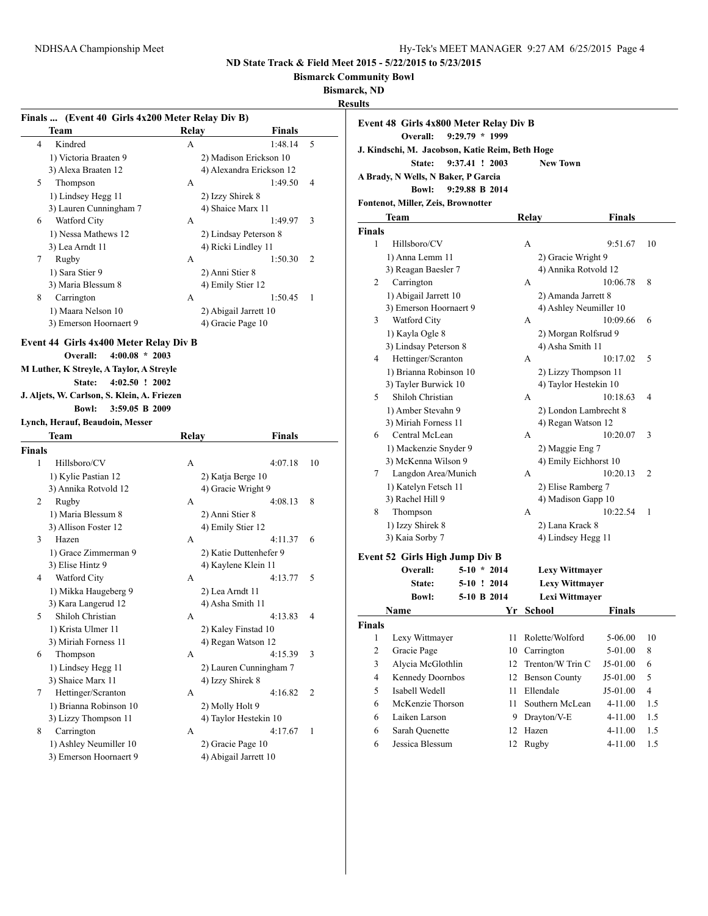**ND State Track & Field Meet 2015 - 5/22/2015 to 5/23/2015**

**Bismarck Community Bowl**

**Bismarck, ND**

**Results**

### Finals ... (Event 40 Girls 4x200 Meter Relay Div B)

| | Team | Relay | Finals | |
|---|---|---|---|---|
| 4 | Kindred | A | 1:48.14 | 5 |
| | 1) Victoria Braaten 9 | 2) Madison Erickson 10 | | |
| | 3) Alexa Braaten 12 | 4) Alexandra Erickson 12 | | |
| 5 | Thompson | A | 1:49.50 | 4 |
| | 1) Lindsey Hegg 11 | 2) Izzy Shirek 8 | | |
| | 3) Lauren Cunningham 7 | 4) Shaice Marx 11 | | |
| 6 | Watford City | A | 1:49.97 | 3 |
| | 1) Nessa Mathews 12 | 2) Lindsay Peterson 8 | | |
| | 3) Lea Arndt 11 | 4) Ricki Lindley 11 | | |
| 7 | Rugby | A | 1:50.30 | 2 |
| | 1) Sara Stier 9 | 2) Anni Stier 8 | | |
| | 3) Maria Blessum 8 | 4) Emily Stier 12 | | |
| 8 | Carrington | A | 1:50.45 | 1 |
| | 1) Maara Nelson 10 | 2) Abigail Jarrett 10 | | |
| | 3) Emerson Hoornaert 9 | 4) Gracie Page 10 | | |

### Event 44 Girls 4x400 Meter Relay Div B

**Overall: 4:00.08 * 2003**
**M Luther, K Streyle, A Taylor, A Streyle**
**State: 4:02.50 ! 2002**
**J. Aljets, W. Carlson, S. Klein, A. Friezen**
**Bowl: 3:59.05 B 2009**
**Lynch, Herauf, Beaudoin, Messer**

| | Team | Relay | Finals | |
|---|---|---|---|---|
| **Finals** | | | | |
| 1 | Hillsboro/CV | A | 4:07.18 | 10 |
| | 1) Kylie Pastian 12 | 2) Katja Berge 10 | | |
| | 3) Annika Rotvold 12 | 4) Gracie Wright 9 | | |
| 2 | Rugby | A | 4:08.13 | 8 |
| | 1) Maria Blessum 8 | 2) Anni Stier 8 | | |
| | 3) Allison Foster 12 | 4) Emily Stier 12 | | |
| 3 | Hazen | A | 4:11.37 | 6 |
| | 1) Grace Zimmerman 9 | 2) Katie Duttenhefer 9 | | |
| | 3) Elise Hintz 9 | 4) Kaylene Klein 11 | | |
| 4 | Watford City | A | 4:13.77 | 5 |
| | 1) Mikka Haugeberg 9 | 2) Lea Arndt 11 | | |
| | 3) Kara Langerud 12 | 4) Asha Smith 11 | | |
| 5 | Shiloh Christian | A | 4:13.83 | 4 |
| | 1) Krista Ulmer 11 | 2) Kaley Finstad 10 | | |
| | 3) Miriah Forness 11 | 4) Regan Watson 12 | | |
| 6 | Thompson | A | 4:15.39 | 3 |
| | 1) Lindsey Hegg 11 | 2) Lauren Cunningham 7 | | |
| | 3) Shaice Marx 11 | 4) Izzy Shirek 8 | | |
| 7 | Hettinger/Scranton | A | 4:16.82 | 2 |
| | 1) Brianna Robinson 10 | 2) Molly Holt 9 | | |
| | 3) Lizzy Thompson 11 | 4) Taylor Hestekin 10 | | |
| 8 | Carrington | A | 4:17.67 | 1 |
| | 1) Ashley Neumiller 10 | 2) Gracie Page 10 | | |
| | 3) Emerson Hoornaert 9 | 4) Abigail Jarrett 10 | | |

### Event 48 Girls 4x800 Meter Relay Div B

**Overall: 9:29.79 * 1999**
**J. Kindschi, M. Jacobson, Katie Reim, Beth Hoge**
**State: 9:37.41 ! 2003 New Town**
**A Brady, N Wells, N Baker, P Garcia**
**Bowl: 9:29.88 B 2014**
**Fontenot, Miller, Zeis, Brownotter**

| | Team | Relay | Finals | |
|---|---|---|---|---|
| **Finals** | | | | |
| 1 | Hillsboro/CV | A | 9:51.67 | 10 |
| | 1) Anna Lemm 11 | 2) Gracie Wright 9 | | |
| | 3) Reagan Baesler 7 | 4) Annika Rotvold 12 | | |
| 2 | Carrington | A | 10:06.78 | 8 |
| | 1) Abigail Jarrett 10 | 2) Amanda Jarrett 8 | | |
| | 3) Emerson Hoornaert 9 | 4) Ashley Neumiller 10 | | |
| 3 | Watford City | A | 10:09.66 | 6 |
| | 1) Kayla Ogle 8 | 2) Morgan Rolfsrud 9 | | |
| | 3) Lindsay Peterson 8 | 4) Asha Smith 11 | | |
| 4 | Hettinger/Scranton | A | 10:17.02 | 5 |
| | 1) Brianna Robinson 10 | 2) Lizzy Thompson 11 | | |
| | 3) Tayler Burwick 10 | 4) Taylor Hestekin 10 | | |
| 5 | Shiloh Christian | A | 10:18.63 | 4 |
| | 1) Amber Stevahn 9 | 2) London Lambrecht 8 | | |
| | 3) Miriah Forness 11 | 4) Regan Watson 12 | | |
| 6 | Central McLean | A | 10:20.07 | 3 |
| | 1) Mackenzie Snyder 9 | 2) Maggie Eng 7 | | |
| | 3) McKenna Wilson 9 | 4) Emily Eichhorst 10 | | |
| 7 | Langdon Area/Munich | A | 10:20.13 | 2 |
| | 1) Katelyn Fetsch 11 | 2) Elise Ramberg 7 | | |
| | 3) Rachel Hill 9 | 4) Madison Gapp 10 | | |
| 8 | Thompson | A | 10:22.54 | 1 |
| | 1) Izzy Shirek 8 | 2) Lana Krack 8 | | |
| | 3) Kaia Sorby 7 | 4) Lindsey Hegg 11 | | |

### Event 52 Girls High Jump Div B

**Overall: 5-10 * 2014 Lexy Wittmayer**
**State: 5-10 ! 2014 Lexy Wittmayer**
**Bowl: 5-10 B 2014 Lexi Wittmayer**

| | Name | Yr | School | Finals | |
|---|---|---|---|---|---|
| **Finals** | | | | | |
| 1 | Lexy Wittmayer | 11 | Rolette/Wolford | 5-06.00 | 10 |
| 2 | Gracie Page | 10 | Carrington | 5-01.00 | 8 |
| 3 | Alycia McGlothlin | 12 | Trenton/W Trin C | J5-01.00 | 6 |
| 4 | Kennedy Doornbos | 12 | Benson County | J5-01.00 | 5 |
| 5 | Isabell Wedell | 11 | Ellendale | J5-01.00 | 4 |
| 6 | McKenzie Thorson | 11 | Southern McLean | 4-11.00 | 1.5 |
| 6 | Laiken Larson | 9 | Drayton/V-E | 4-11.00 | 1.5 |
| 6 | Sarah Quenette | 12 | Hazen | 4-11.00 | 1.5 |
| 6 | Jessica Blessum | 12 | Rugby | 4-11.00 | 1.5 |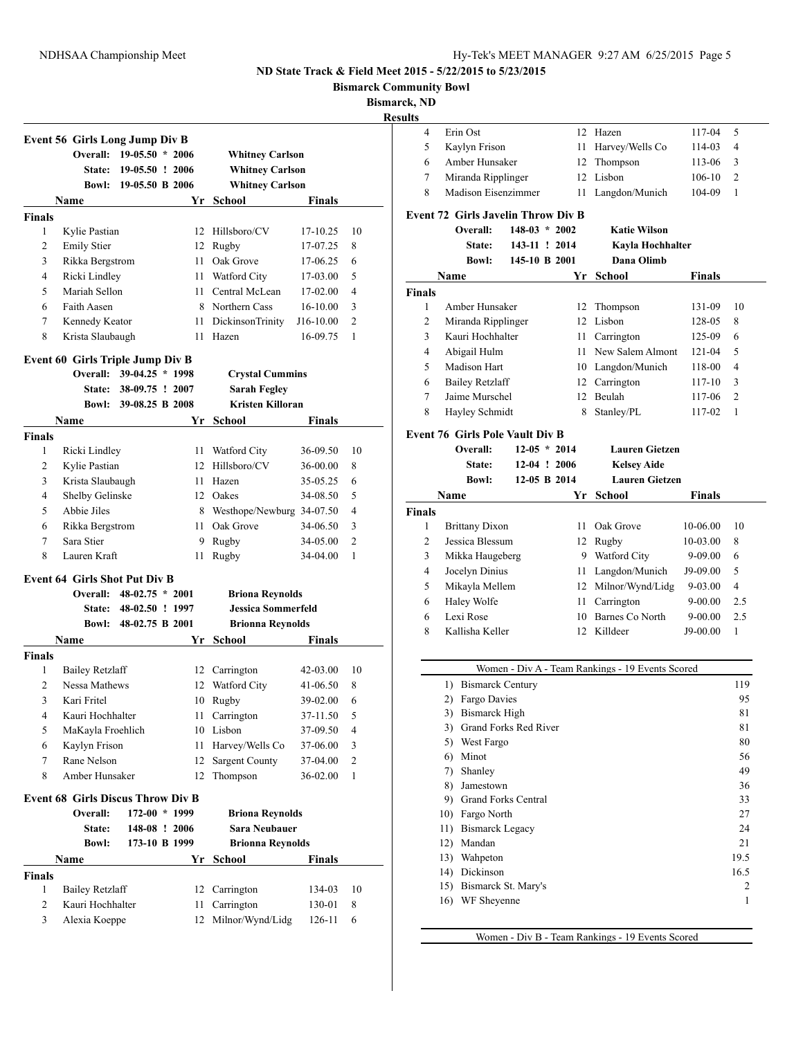ND State Track & Field Meet 2015 - 5/22/2015 to 5/23/2015

Bismarck Community Bowl

Bismarck, ND

Results

### Event 56 Girls Long Jump Div B

| | | |
|---|---|---|
| Overall: | 19-05.50 * 2006 | Whitney Carlson |
| State: | 19-05.50 ! 2006 | Whitney Carlson |
| Bowl: | 19-05.50 B 2006 | Whitney Carlson |

| | Name | Yr | School | Finals | |
|---|---|---|---|---|---|
| **Finals** | | | | | |
| 1 | Kylie Pastian | 12 | Hillsboro/CV | 17-10.25 | 10 |
| 2 | Emily Stier | 12 | Rugby | 17-07.25 | 8 |
| 3 | Rikka Bergstrom | 11 | Oak Grove | 17-06.25 | 6 |
| 4 | Ricki Lindley | 11 | Watford City | 17-03.00 | 5 |
| 5 | Mariah Sellon | 11 | Central McLean | 17-02.00 | 4 |
| 6 | Faith Aasen | 8 | Northern Cass | 16-10.00 | 3 |
| 7 | Kennedy Keator | 11 | DickinsonTrinity | J16-10.00 | 2 |
| 8 | Krista Slaubaugh | 11 | Hazen | 16-09.75 | 1 |

### Event 60 Girls Triple Jump Div B

| | | |
|---|---|---|
| Overall: | 39-04.25 * 1998 | Crystal Cummins |
| State: | 38-09.75 ! 2007 | Sarah Fegley |
| Bowl: | 39-08.25 B 2008 | Kristen Killoran |

| | Name | Yr | School | Finals | |
|---|---|---|---|---|---|
| **Finals** | | | | | |
| 1 | Ricki Lindley | 11 | Watford City | 36-09.50 | 10 |
| 2 | Kylie Pastian | 12 | Hillsboro/CV | 36-00.00 | 8 |
| 3 | Krista Slaubaugh | 11 | Hazen | 35-05.25 | 6 |
| 4 | Shelby Gelinske | 12 | Oakes | 34-08.50 | 5 |
| 5 | Abbie Jiles | 8 | Westhope/Newburg | 34-07.50 | 4 |
| 6 | Rikka Bergstrom | 11 | Oak Grove | 34-06.50 | 3 |
| 7 | Sara Stier | 9 | Rugby | 34-05.00 | 2 |
| 8 | Lauren Kraft | 11 | Rugby | 34-04.00 | 1 |

### Event 64 Girls Shot Put Div B

| | | |
|---|---|---|
| Overall: | 48-02.75 * 2001 | Briona Reynolds |
| State: | 48-02.50 ! 1997 | Jessica Sommerfeld |
| Bowl: | 48-02.75 B 2001 | Brionna Reynolds |

| | Name | Yr | School | Finals | |
|---|---|---|---|---|---|
| **Finals** | | | | | |
| 1 | Bailey Retzlaff | 12 | Carrington | 42-03.00 | 10 |
| 2 | Nessa Mathews | 12 | Watford City | 41-06.50 | 8 |
| 3 | Kari Fritel | 10 | Rugby | 39-02.00 | 6 |
| 4 | Kauri Hochhalter | 11 | Carrington | 37-11.50 | 5 |
| 5 | MaKayla Froehlich | 10 | Lisbon | 37-09.50 | 4 |
| 6 | Kaylyn Frison | 11 | Harvey/Wells Co | 37-06.00 | 3 |
| 7 | Rane Nelson | 12 | Sargent County | 37-04.00 | 2 |
| 8 | Amber Hunsaker | 12 | Thompson | 36-02.00 | 1 |

### Event 68 Girls Discus Throw Div B

| | | |
|---|---|---|
| Overall: | 172-00 * 1999 | Briona Reynolds |
| State: | 148-08 ! 2006 | Sara Neubauer |
| Bowl: | 173-10 B 1999 | Brionna Reynolds |

| | Name | Yr | School | Finals | |
|---|---|---|---|---|---|
| **Finals** | | | | | |
| 1 | Bailey Retzlaff | 12 | Carrington | 134-03 | 10 |
| 2 | Kauri Hochhalter | 11 | Carrington | 130-01 | 8 |
| 3 | Alexia Koeppe | 12 | Milnor/Wynd/Lidg | 126-11 | 6 |
| 4 | Erin Ost | 12 | Hazen | 117-04 | 5 |
| 5 | Kaylyn Frison | 11 | Harvey/Wells Co | 114-03 | 4 |
| 6 | Amber Hunsaker | 12 | Thompson | 113-06 | 3 |
| 7 | Miranda Ripplinger | 12 | Lisbon | 106-10 | 2 |
| 8 | Madison Eisenzimmer | 11 | Langdon/Munich | 104-09 | 1 |

### Event 72 Girls Javelin Throw Div B

| | | |
|---|---|---|
| Overall: | 148-03 * 2002 | Katie Wilson |
| State: | 143-11 ! 2014 | Kayla Hochhalter |
| Bowl: | 145-10 B 2001 | Dana Olimb |

| | Name | Yr | School | Finals | |
|---|---|---|---|---|---|
| **Finals** | | | | | |
| 1 | Amber Hunsaker | 12 | Thompson | 131-09 | 10 |
| 2 | Miranda Ripplinger | 12 | Lisbon | 128-05 | 8 |
| 3 | Kauri Hochhalter | 11 | Carrington | 125-09 | 6 |
| 4 | Abigail Hulm | 11 | New Salem Almont | 121-04 | 5 |
| 5 | Madison Hart | 10 | Langdon/Munich | 118-00 | 4 |
| 6 | Bailey Retzlaff | 12 | Carrington | 117-10 | 3 |
| 7 | Jaime Murschel | 12 | Beulah | 117-06 | 2 |
| 8 | Hayley Schmidt | 8 | Stanley/PL | 117-02 | 1 |

### Event 76 Girls Pole Vault Div B

| | | |
|---|---|---|
| Overall: | 12-05 * 2014 | Lauren Gietzen |
| State: | 12-04 ! 2006 | Kelsey Aide |
| Bowl: | 12-05 B 2014 | Lauren Gietzen |

| | Name | Yr | School | Finals | |
|---|---|---|---|---|---|
| **Finals** | | | | | |
| 1 | Brittany Dixon | 11 | Oak Grove | 10-06.00 | 10 |
| 2 | Jessica Blessum | 12 | Rugby | 10-03.00 | 8 |
| 3 | Mikka Haugeberg | 9 | Watford City | 9-09.00 | 6 |
| 4 | Jocelyn Dinius | 11 | Langdon/Munich | J9-09.00 | 5 |
| 5 | Mikayla Mellem | 12 | Milnor/Wynd/Lidg | 9-03.00 | 4 |
| 6 | Haley Wolfe | 11 | Carrington | 9-00.00 | 2.5 |
| 6 | Lexi Rose | 10 | Barnes Co North | 9-00.00 | 2.5 |
| 8 | Kallisha Keller | 12 | Killdeer | J9-00.00 | 1 |

### Women - Div A - Team Rankings - 19 Events Scored

| Rank | Team | Points |
|---|---|---|
| 1) | Bismarck Century | 119 |
| 2) | Fargo Davies | 95 |
| 3) | Bismarck High | 81 |
| 3) | Grand Forks Red River | 81 |
| 5) | West Fargo | 80 |
| 6) | Minot | 56 |
| 7) | Shanley | 49 |
| 8) | Jamestown | 36 |
| 9) | Grand Forks Central | 33 |
| 10) | Fargo North | 27 |
| 11) | Bismarck Legacy | 24 |
| 12) | Mandan | 21 |
| 13) | Wahpeton | 19.5 |
| 14) | Dickinson | 16.5 |
| 15) | Bismarck St. Mary's | 2 |
| 16) | WF Sheyenne | 1 |

### Women - Div B - Team Rankings - 19 Events Scored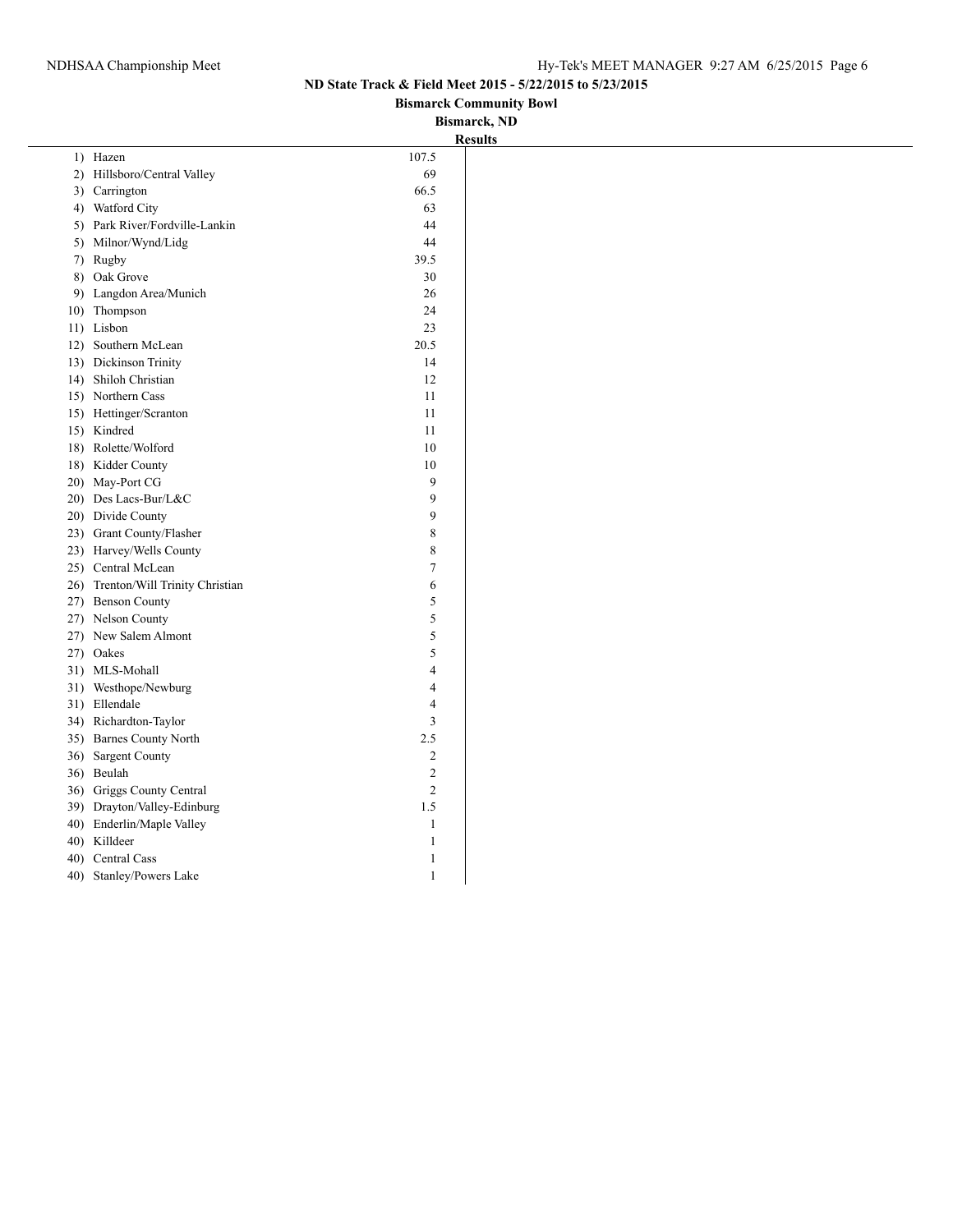**ND State Track & Field Meet 2015 - 5/22/2015 to 5/23/2015**

**Bismarck Community Bowl**

**Bismarck, ND**

**Results**

| | | |
|---|---|---|
| 1) | Hazen | 107.5 |
| 2) | Hillsboro/Central Valley | 69 |
| 3) | Carrington | 66.5 |
| 4) | Watford City | 63 |
| 5) | Park River/Fordville-Lankin | 44 |
| 5) | Milnor/Wynd/Lidg | 44 |
| 7) | Rugby | 39.5 |
| 8) | Oak Grove | 30 |
| 9) | Langdon Area/Munich | 26 |
| 10) | Thompson | 24 |
| 11) | Lisbon | 23 |
| 12) | Southern McLean | 20.5 |
| 13) | Dickinson Trinity | 14 |
| 14) | Shiloh Christian | 12 |
| 15) | Northern Cass | 11 |
| 15) | Hettinger/Scranton | 11 |
| 15) | Kindred | 11 |
| 18) | Rolette/Wolford | 10 |
| 18) | Kidder County | 10 |
| 20) | May-Port CG | 9 |
| 20) | Des Lacs-Bur/L&C | 9 |
| 20) | Divide County | 9 |
| 23) | Grant County/Flasher | 8 |
| 23) | Harvey/Wells County | 8 |
| 25) | Central McLean | 7 |
| 26) | Trenton/Will Trinity Christian | 6 |
| 27) | Benson County | 5 |
| 27) | Nelson County | 5 |
| 27) | New Salem Almont | 5 |
| 27) | Oakes | 5 |
| 31) | MLS-Mohall | 4 |
| 31) | Westhope/Newburg | 4 |
| 31) | Ellendale | 4 |
| 34) | Richardton-Taylor | 3 |
| 35) | Barnes County North | 2.5 |
| 36) | Sargent County | 2 |
| 36) | Beulah | 2 |
| 36) | Griggs County Central | 2 |
| 39) | Drayton/Valley-Edinburg | 1.5 |
| 40) | Enderlin/Maple Valley | 1 |
| 40) | Killdeer | 1 |
| 40) | Central Cass | 1 |
| 40) | Stanley/Powers Lake | 1 |